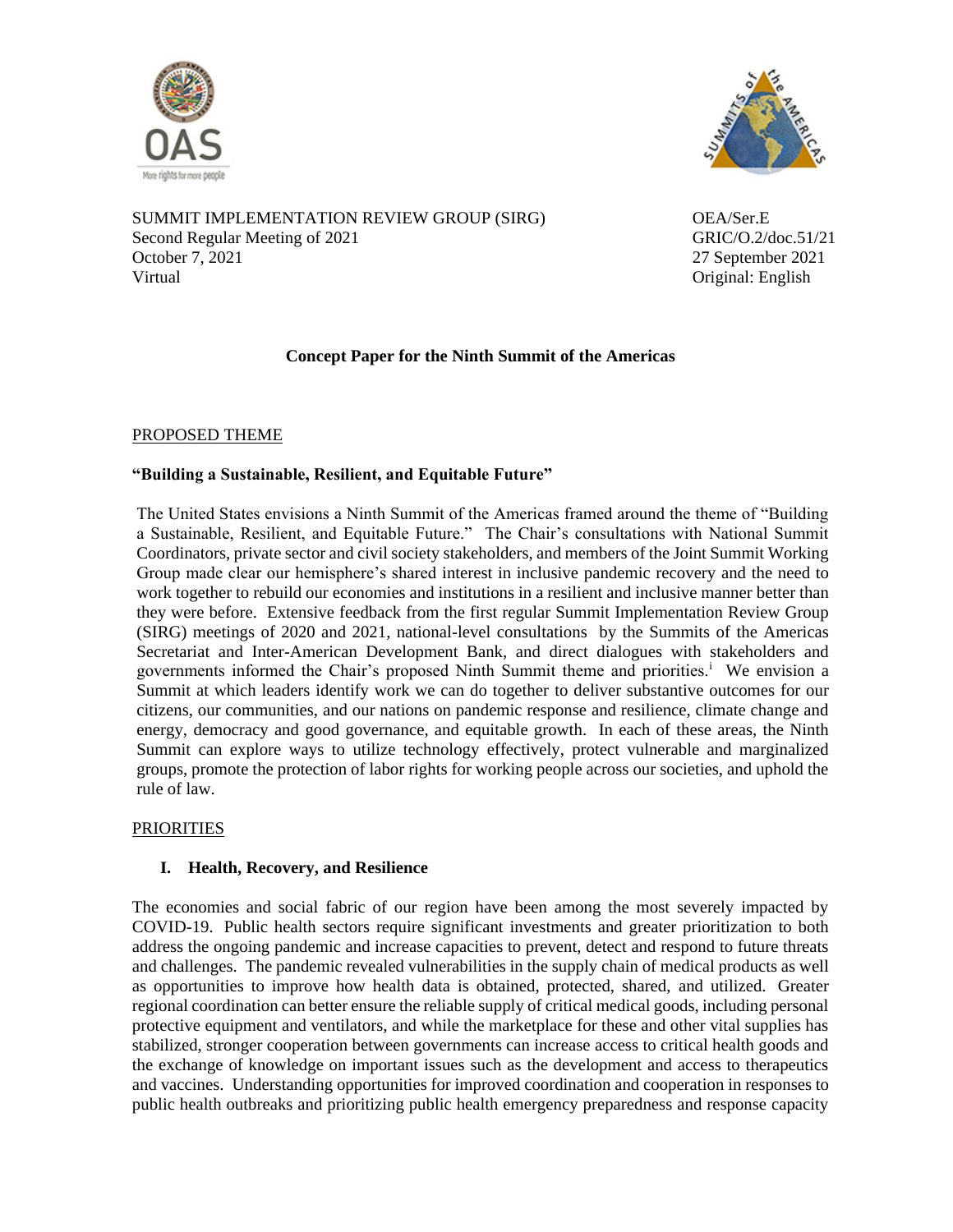SUMMIT IMPLEMENTATION REVIEW GROUP (SIRG)
Second Regular Meeting of 2021
October 7, 2021
Virtual

OEA/Ser.E
GRIC/O.2/doc.51/21
27 September 2021
Original: English

## Concept Paper for the Ninth Summit of the Americas

PROPOSED THEME

**"Building a Sustainable, Resilient, and Equitable Future"**

The United States envisions a Ninth Summit of the Americas framed around the theme of "Building a Sustainable, Resilient, and Equitable Future." The Chair's consultations with National Summit Coordinators, private sector and civil society stakeholders, and members of the Joint Summit Working Group made clear our hemisphere's shared interest in inclusive pandemic recovery and the need to work together to rebuild our economies and institutions in a resilient and inclusive manner better than they were before. Extensive feedback from the first regular Summit Implementation Review Group (SIRG) meetings of 2020 and 2021, national-level consultations by the Summits of the Americas Secretariat and Inter-American Development Bank, and direct dialogues with stakeholders and governments informed the Chair's proposed Ninth Summit theme and priorities.[i] We envision a Summit at which leaders identify work we can do together to deliver substantive outcomes for our citizens, our communities, and our nations on pandemic response and resilience, climate change and energy, democracy and good governance, and equitable growth. In each of these areas, the Ninth Summit can explore ways to utilize technology effectively, protect vulnerable and marginalized groups, promote the protection of labor rights for working people across our societies, and uphold the rule of law.

PRIORITIES

### I. Health, Recovery, and Resilience

The economies and social fabric of our region have been among the most severely impacted by COVID-19. Public health sectors require significant investments and greater prioritization to both address the ongoing pandemic and increase capacities to prevent, detect and respond to future threats and challenges. The pandemic revealed vulnerabilities in the supply chain of medical products as well as opportunities to improve how health data is obtained, protected, shared, and utilized. Greater regional coordination can better ensure the reliable supply of critical medical goods, including personal protective equipment and ventilators, and while the marketplace for these and other vital supplies has stabilized, stronger cooperation between governments can increase access to critical health goods and the exchange of knowledge on important issues such as the development and access to therapeutics and vaccines. Understanding opportunities for improved coordination and cooperation in responses to public health outbreaks and prioritizing public health emergency preparedness and response capacity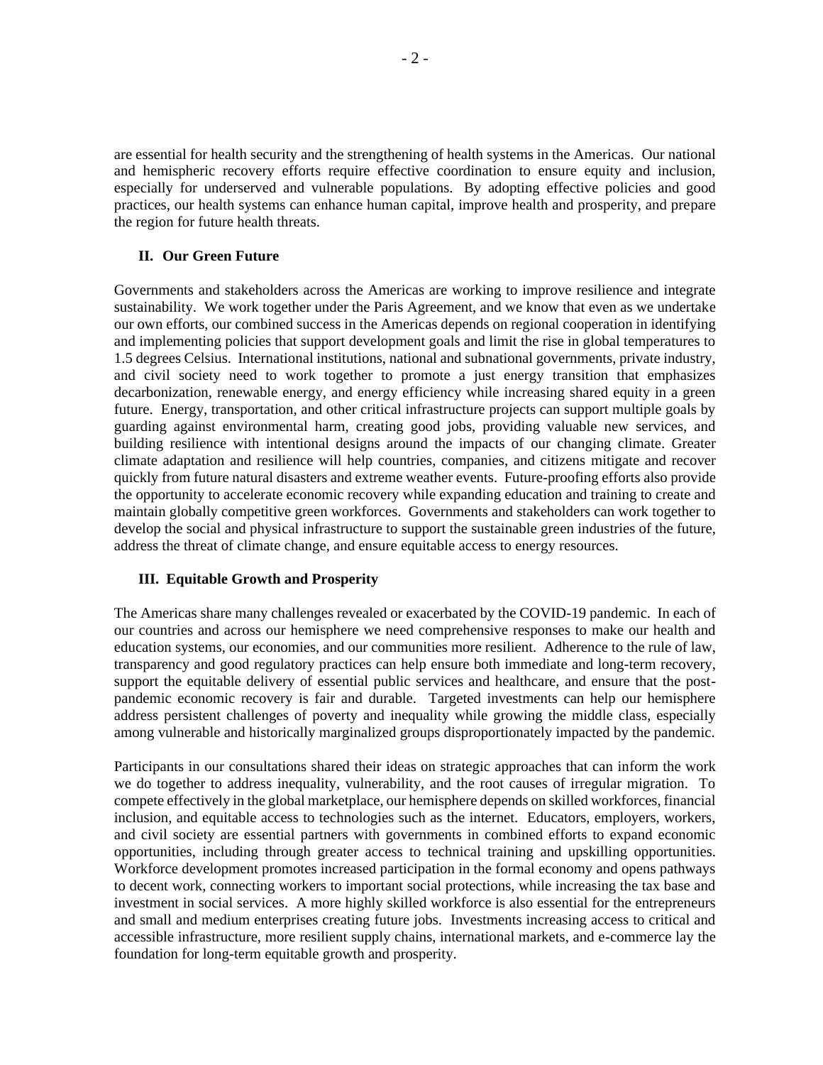are essential for health security and the strengthening of health systems in the Americas. Our national and hemispheric recovery efforts require effective coordination to ensure equity and inclusion, especially for underserved and vulnerable populations. By adopting effective policies and good practices, our health systems can enhance human capital, improve health and prosperity, and prepare the region for future health threats.

## II. Our Green Future

Governments and stakeholders across the Americas are working to improve resilience and integrate sustainability. We work together under the Paris Agreement, and we know that even as we undertake our own efforts, our combined success in the Americas depends on regional cooperation in identifying and implementing policies that support development goals and limit the rise in global temperatures to 1.5 degrees Celsius. International institutions, national and subnational governments, private industry, and civil society need to work together to promote a just energy transition that emphasizes decarbonization, renewable energy, and energy efficiency while increasing shared equity in a green future. Energy, transportation, and other critical infrastructure projects can support multiple goals by guarding against environmental harm, creating good jobs, providing valuable new services, and building resilience with intentional designs around the impacts of our changing climate. Greater climate adaptation and resilience will help countries, companies, and citizens mitigate and recover quickly from future natural disasters and extreme weather events. Future-proofing efforts also provide the opportunity to accelerate economic recovery while expanding education and training to create and maintain globally competitive green workforces. Governments and stakeholders can work together to develop the social and physical infrastructure to support the sustainable green industries of the future, address the threat of climate change, and ensure equitable access to energy resources.

## III. Equitable Growth and Prosperity

The Americas share many challenges revealed or exacerbated by the COVID-19 pandemic. In each of our countries and across our hemisphere we need comprehensive responses to make our health and education systems, our economies, and our communities more resilient. Adherence to the rule of law, transparency and good regulatory practices can help ensure both immediate and long-term recovery, support the equitable delivery of essential public services and healthcare, and ensure that the post-pandemic economic recovery is fair and durable. Targeted investments can help our hemisphere address persistent challenges of poverty and inequality while growing the middle class, especially among vulnerable and historically marginalized groups disproportionately impacted by the pandemic.

Participants in our consultations shared their ideas on strategic approaches that can inform the work we do together to address inequality, vulnerability, and the root causes of irregular migration. To compete effectively in the global marketplace, our hemisphere depends on skilled workforces, financial inclusion, and equitable access to technologies such as the internet. Educators, employers, workers, and civil society are essential partners with governments in combined efforts to expand economic opportunities, including through greater access to technical training and upskilling opportunities. Workforce development promotes increased participation in the formal economy and opens pathways to decent work, connecting workers to important social protections, while increasing the tax base and investment in social services. A more highly skilled workforce is also essential for the entrepreneurs and small and medium enterprises creating future jobs. Investments increasing access to critical and accessible infrastructure, more resilient supply chains, international markets, and e-commerce lay the foundation for long-term equitable growth and prosperity.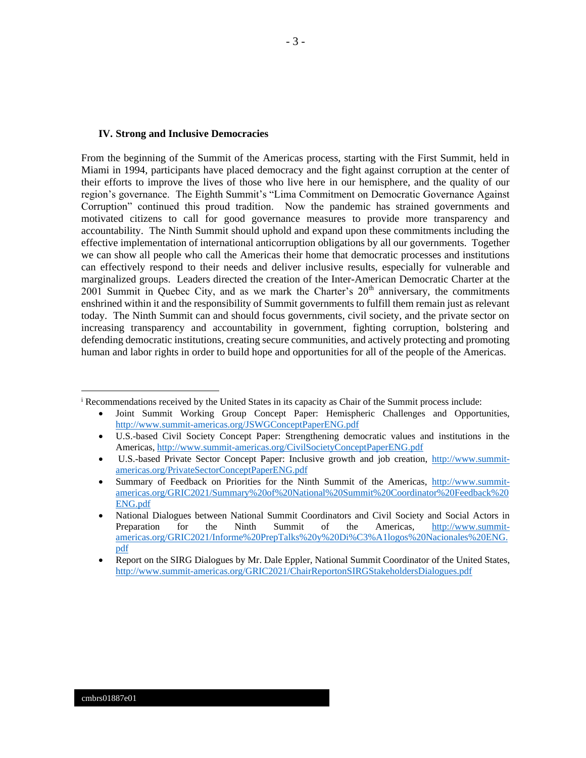### IV. Strong and Inclusive Democracies

From the beginning of the Summit of the Americas process, starting with the First Summit, held in Miami in 1994, participants have placed democracy and the fight against corruption at the center of their efforts to improve the lives of those who live here in our hemisphere, and the quality of our region's governance. The Eighth Summit's "Lima Commitment on Democratic Governance Against Corruption" continued this proud tradition. Now the pandemic has strained governments and motivated citizens to call for good governance measures to provide more transparency and accountability. The Ninth Summit should uphold and expand upon these commitments including the effective implementation of international anticorruption obligations by all our governments. Together we can show all people who call the Americas their home that democratic processes and institutions can effectively respond to their needs and deliver inclusive results, especially for vulnerable and marginalized groups. Leaders directed the creation of the Inter-American Democratic Charter at the 2001 Summit in Quebec City, and as we mark the Charter's 20th anniversary, the commitments enshrined within it and the responsibility of Summit governments to fulfill them remain just as relevant today. The Ninth Summit can and should focus governments, civil society, and the private sector on increasing transparency and accountability in government, fighting corruption, bolstering and defending democratic institutions, creating secure communities, and actively protecting and promoting human and labor rights in order to build hope and opportunities for all of the people of the Americas.

---

[i] Recommendations received by the United States in its capacity as Chair of the Summit process include:

- Joint Summit Working Group Concept Paper: Hemispheric Challenges and Opportunities, http://www.summit-americas.org/JSWGConceptPaperENG.pdf
- U.S.-based Civil Society Concept Paper: Strengthening democratic values and institutions in the Americas, http://www.summit-americas.org/CivilSocietyConceptPaperENG.pdf
- U.S.-based Private Sector Concept Paper: Inclusive growth and job creation, http://www.summit-americas.org/PrivateSectorConceptPaperENG.pdf
- Summary of Feedback on Priorities for the Ninth Summit of the Americas, http://www.summit-americas.org/GRIC2021/Summary%20of%20National%20Summit%20Coordinator%20Feedback%20ENG.pdf
- National Dialogues between National Summit Coordinators and Civil Society and Social Actors in Preparation for the Ninth Summit of the Americas, http://www.summit-americas.org/GRIC2021/Informe%20PrepTalks%20y%20Di%C3%A1logos%20Nacionales%20ENG.pdf
- Report on the SIRG Dialogues by Mr. Dale Eppler, National Summit Coordinator of the United States, http://www.summit-americas.org/GRIC2021/ChairReportonSIRGStakeholdersDialogues.pdf